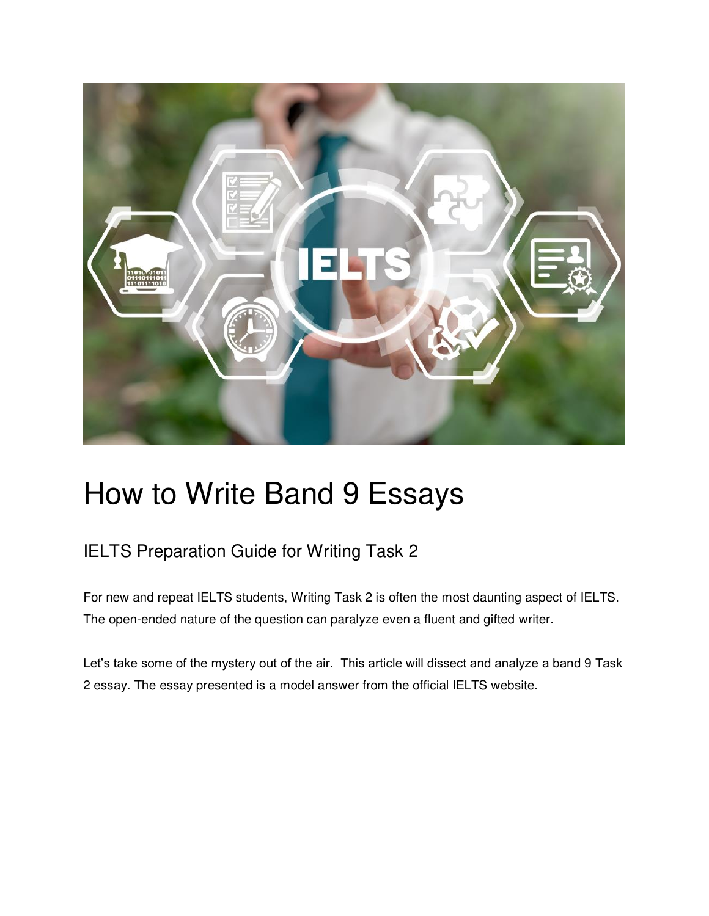# How to Write Band 9 Essays

## IELTS Preparation Guide for Writing Task 2

For new and repeat IELTS students, Writing Task 2 is often the most daunting aspect of IELTS. The open-ended nature of the question can paralyze even a fluent and gifted writer.

Let's take some of the mystery out of the air. This article will dissect and analyze a band 9 Task 2 essay. The essay presented is a model answer from the official IELTS website.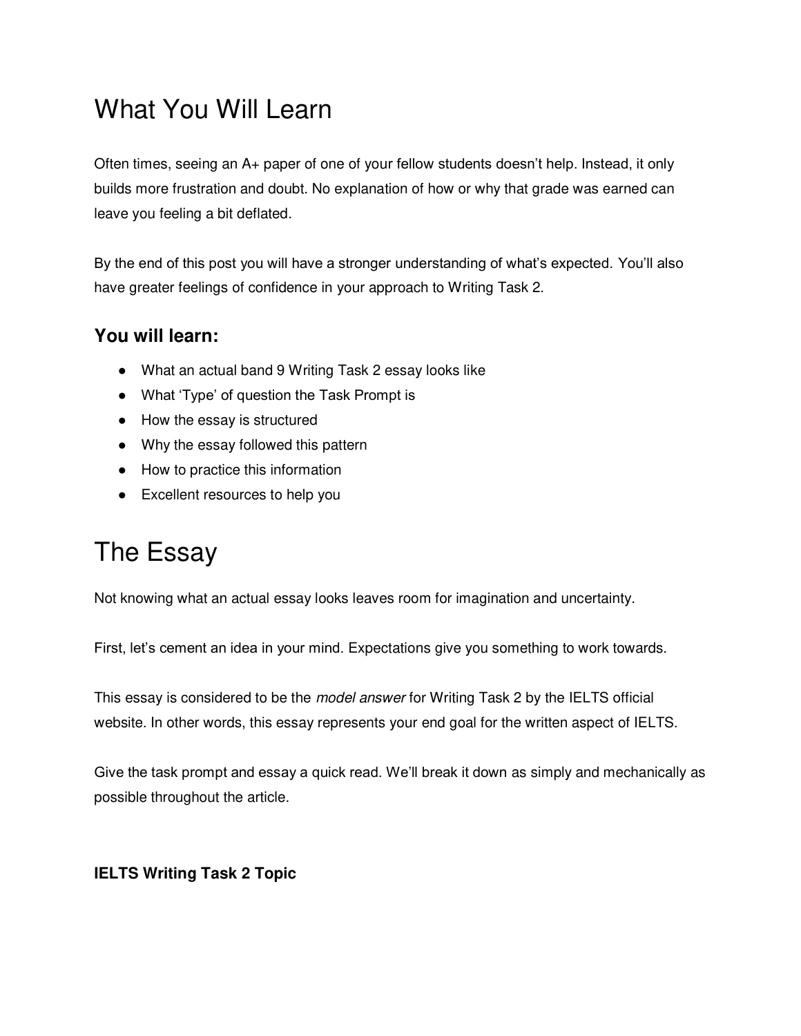# What You Will Learn

Often times, seeing an A+ paper of one of your fellow students doesn't help. Instead, it only builds more frustration and doubt. No explanation of how or why that grade was earned can leave you feeling a bit deflated.

By the end of this post you will have a stronger understanding of what's expected. You'll also have greater feelings of confidence in your approach to Writing Task 2.

### You will learn:

- What an actual band 9 Writing Task 2 essay looks like
- What 'Type' of question the Task Prompt is
- How the essay is structured
- Why the essay followed this pattern
- How to practice this information
- Excellent resources to help you

# The Essay

Not knowing what an actual essay looks leaves room for imagination and uncertainty.

First, let's cement an idea in your mind. Expectations give you something to work towards.

This essay is considered to be the *model answer* for Writing Task 2 by the IELTS official website. In other words, this essay represents your end goal for the written aspect of IELTS.

Give the task prompt and essay a quick read. We'll break it down as simply and mechanically as possible throughout the article.

**IELTS Writing Task 2 Topic**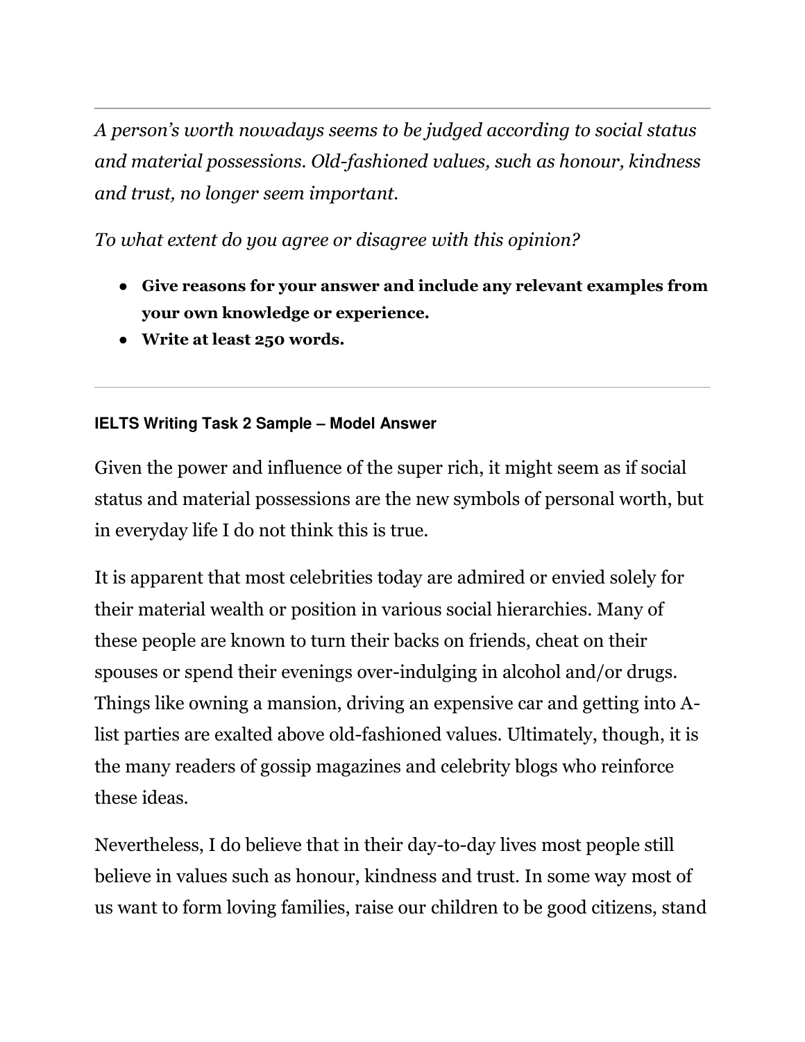---

*A person's worth nowadays seems to be judged according to social status and material possessions. Old-fashioned values, such as honour, kindness and trust, no longer seem important.*

*To what extent do you agree or disagree with this opinion?*

- **Give reasons for your answer and include any relevant examples from your own knowledge or experience.**
- **Write at least 250 words.**

---

**IELTS Writing Task 2 Sample – Model Answer**

Given the power and influence of the super rich, it might seem as if social status and material possessions are the new symbols of personal worth, but in everyday life I do not think this is true.

It is apparent that most celebrities today are admired or envied solely for their material wealth or position in various social hierarchies. Many of these people are known to turn their backs on friends, cheat on their spouses or spend their evenings over-indulging in alcohol and/or drugs. Things like owning a mansion, driving an expensive car and getting into A-list parties are exalted above old-fashioned values. Ultimately, though, it is the many readers of gossip magazines and celebrity blogs who reinforce these ideas.

Nevertheless, I do believe that in their day-to-day lives most people still believe in values such as honour, kindness and trust. In some way most of us want to form loving families, raise our children to be good citizens, stand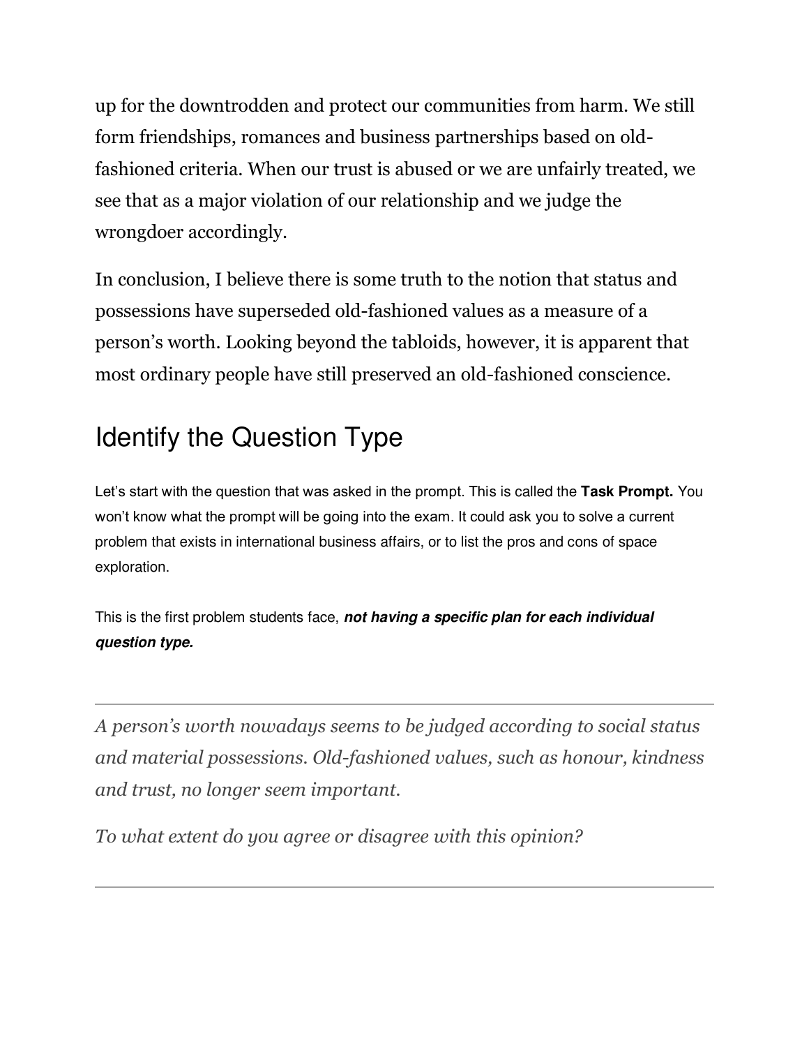up for the downtrodden and protect our communities from harm. We still form friendships, romances and business partnerships based on old-fashioned criteria. When our trust is abused or we are unfairly treated, we see that as a major violation of our relationship and we judge the wrongdoer accordingly.

In conclusion, I believe there is some truth to the notion that status and possessions have superseded old-fashioned values as a measure of a person's worth. Looking beyond the tabloids, however, it is apparent that most ordinary people have still preserved an old-fashioned conscience.

## Identify the Question Type

Let's start with the question that was asked in the prompt. This is called the **Task Prompt.** You won't know what the prompt will be going into the exam. It could ask you to solve a current problem that exists in international business affairs, or to list the pros and cons of space exploration.

This is the first problem students face, ***not having a specific plan for each individual question type.***

---

*A person's worth nowadays seems to be judged according to social status and material possessions. Old-fashioned values, such as honour, kindness and trust, no longer seem important.*

*To what extent do you agree or disagree with this opinion?*

---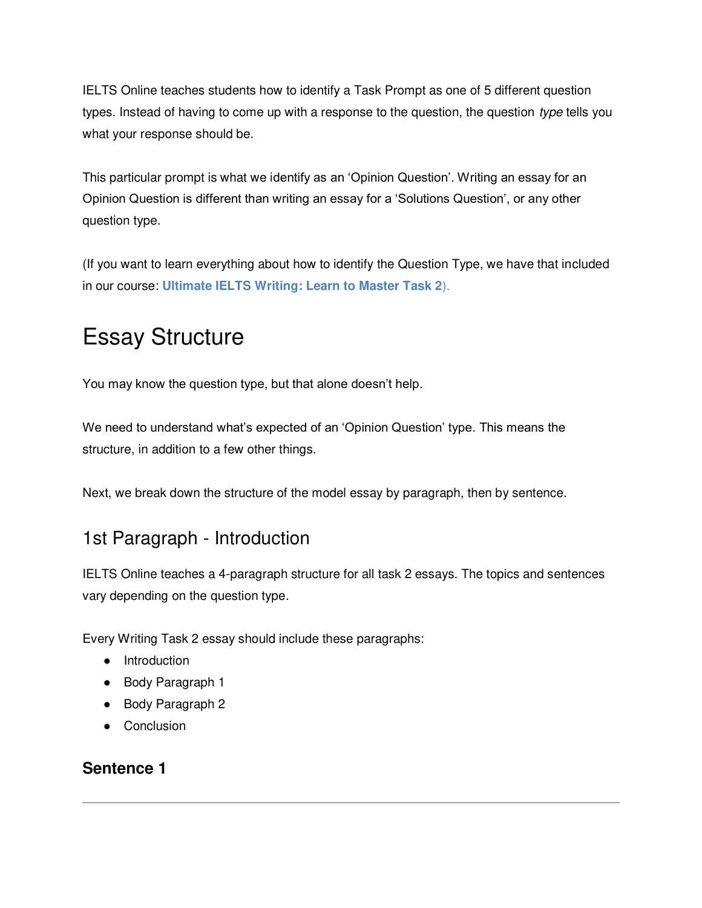IELTS Online teaches students how to identify a Task Prompt as one of 5 different question types. Instead of having to come up with a response to the question, the question *type* tells you what your response should be.

This particular prompt is what we identify as an 'Opinion Question'. Writing an essay for an Opinion Question is different than writing an essay for a 'Solutions Question', or any other question type.

(If you want to learn everything about how to identify the Question Type, we have that included in our course: **Ultimate IELTS Writing: Learn to Master Task 2**).

# Essay Structure

You may know the question type, but that alone doesn't help.

We need to understand what's expected of an 'Opinion Question' type. This means the structure, in addition to a few other things.

Next, we break down the structure of the model essay by paragraph, then by sentence.

## 1st Paragraph - Introduction

IELTS Online teaches a 4-paragraph structure for all task 2 essays. The topics and sentences vary depending on the question type.

Every Writing Task 2 essay should include these paragraphs:

- Introduction
- Body Paragraph 1
- Body Paragraph 2
- Conclusion

### Sentence 1

---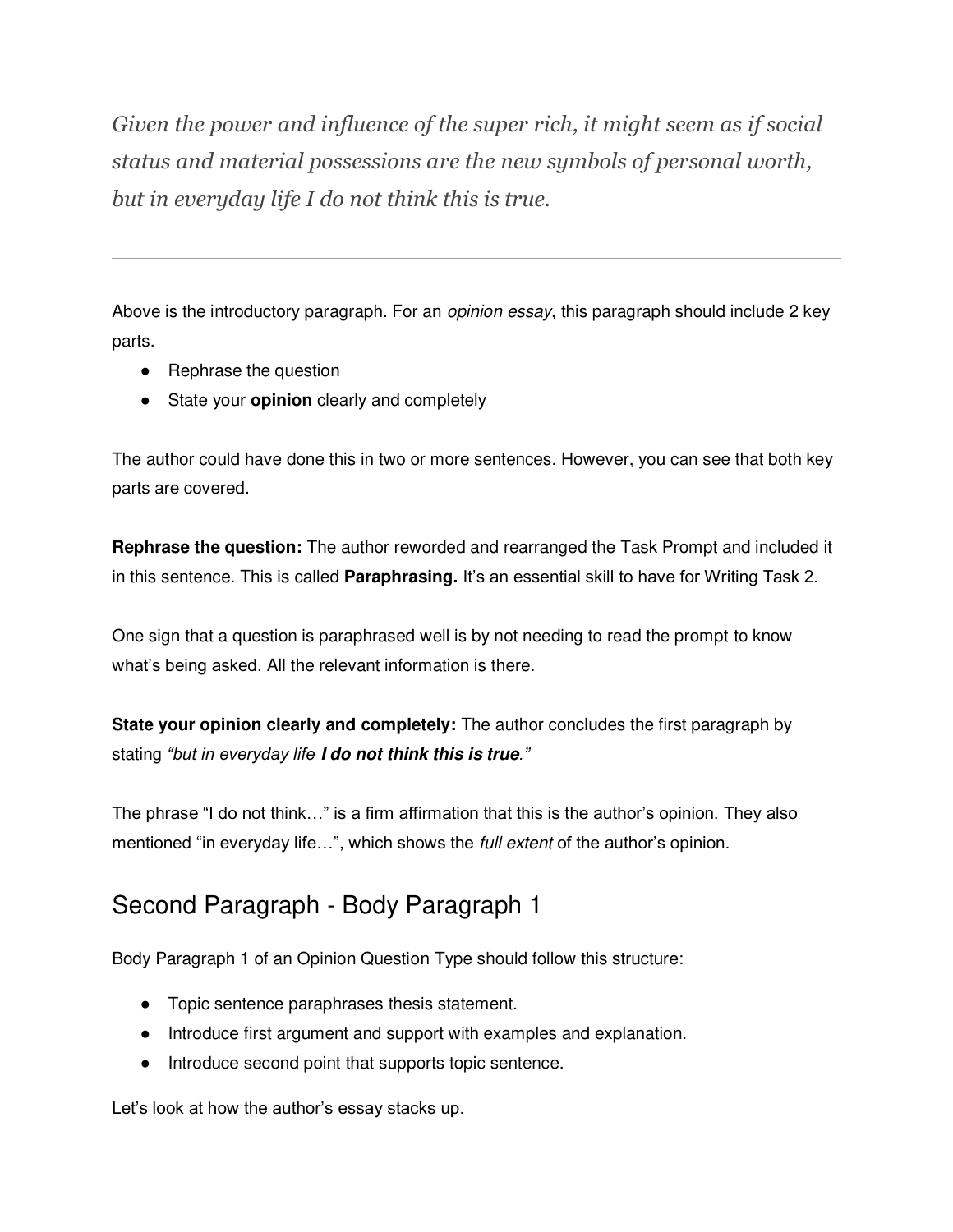*Given the power and influence of the super rich, it might seem as if social status and material possessions are the new symbols of personal worth, but in everyday life I do not think this is true.*

---

Above is the introductory paragraph. For an *opinion essay*, this paragraph should include 2 key parts.

- Rephrase the question
- State your **opinion** clearly and completely

The author could have done this in two or more sentences. However, you can see that both key parts are covered.

**Rephrase the question:** The author reworded and rearranged the Task Prompt and included it in this sentence. This is called **Paraphrasing.** It's an essential skill to have for Writing Task 2.

One sign that a question is paraphrased well is by not needing to read the prompt to know what's being asked. All the relevant information is there.

**State your opinion clearly and completely:** The author concludes the first paragraph by stating *"but in everyday life **I do not think this is true**."*

The phrase "I do not think…" is a firm affirmation that this is the author's opinion. They also mentioned "in everyday life…", which shows the *full extent* of the author's opinion.

## Second Paragraph - Body Paragraph 1

Body Paragraph 1 of an Opinion Question Type should follow this structure:

- Topic sentence paraphrases thesis statement.
- Introduce first argument and support with examples and explanation.
- Introduce second point that supports topic sentence.

Let's look at how the author's essay stacks up.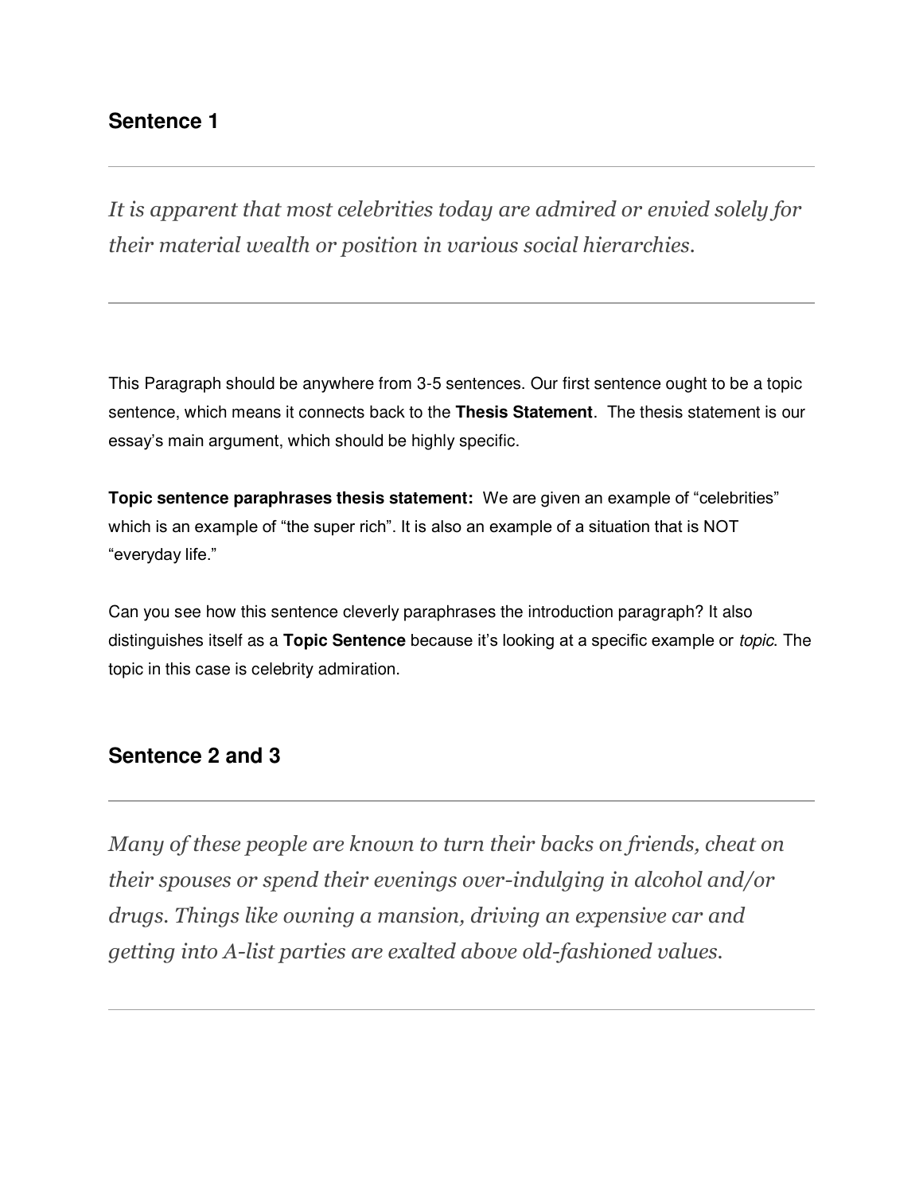## Sentence 1

---

*It is apparent that most celebrities today are admired or envied solely for their material wealth or position in various social hierarchies.*

---

This Paragraph should be anywhere from 3-5 sentences. Our first sentence ought to be a topic sentence, which means it connects back to the **Thesis Statement**. The thesis statement is our essay's main argument, which should be highly specific.

**Topic sentence paraphrases thesis statement:** We are given an example of "celebrities" which is an example of "the super rich". It is also an example of a situation that is NOT "everyday life."

Can you see how this sentence cleverly paraphrases the introduction paragraph? It also distinguishes itself as a **Topic Sentence** because it's looking at a specific example or *topic*. The topic in this case is celebrity admiration.

## Sentence 2 and 3

---

*Many of these people are known to turn their backs on friends, cheat on their spouses or spend their evenings over-indulging in alcohol and/or drugs. Things like owning a mansion, driving an expensive car and getting into A-list parties are exalted above old-fashioned values.*

---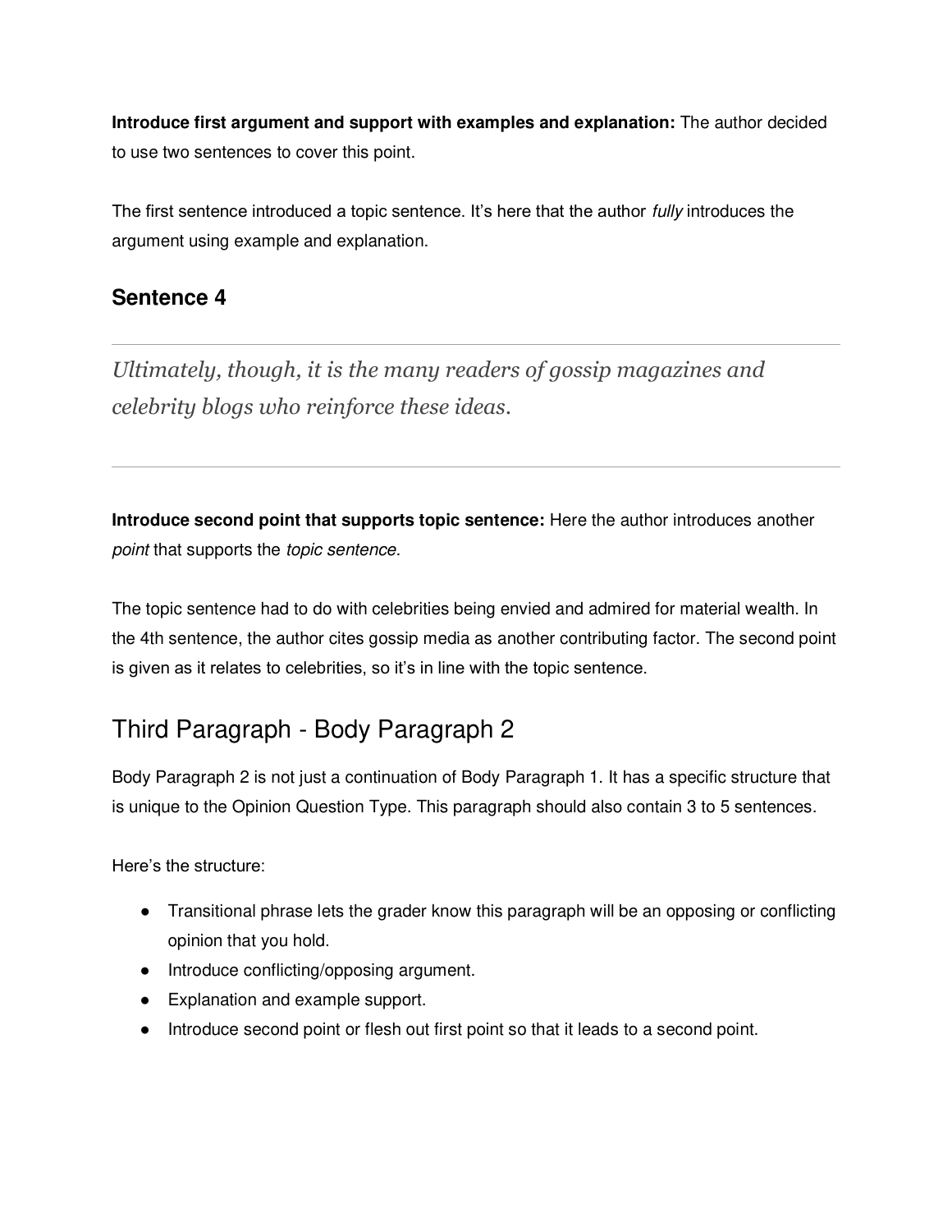**Introduce first argument and support with examples and explanation:** The author decided to use two sentences to cover this point.

The first sentence introduced a topic sentence. It's here that the author *fully* introduces the argument using example and explanation.

### Sentence 4

---

*Ultimately, though, it is the many readers of gossip magazines and celebrity blogs who reinforce these ideas.*

---

**Introduce second point that supports topic sentence:** Here the author introduces another *point* that supports the *topic sentence*.

The topic sentence had to do with celebrities being envied and admired for material wealth. In the 4th sentence, the author cites gossip media as another contributing factor. The second point is given as it relates to celebrities, so it's in line with the topic sentence.

## Third Paragraph - Body Paragraph 2

Body Paragraph 2 is not just a continuation of Body Paragraph 1. It has a specific structure that is unique to the Opinion Question Type. This paragraph should also contain 3 to 5 sentences.

Here's the structure:

- Transitional phrase lets the grader know this paragraph will be an opposing or conflicting opinion that you hold.
- Introduce conflicting/opposing argument.
- Explanation and example support.
- Introduce second point or flesh out first point so that it leads to a second point.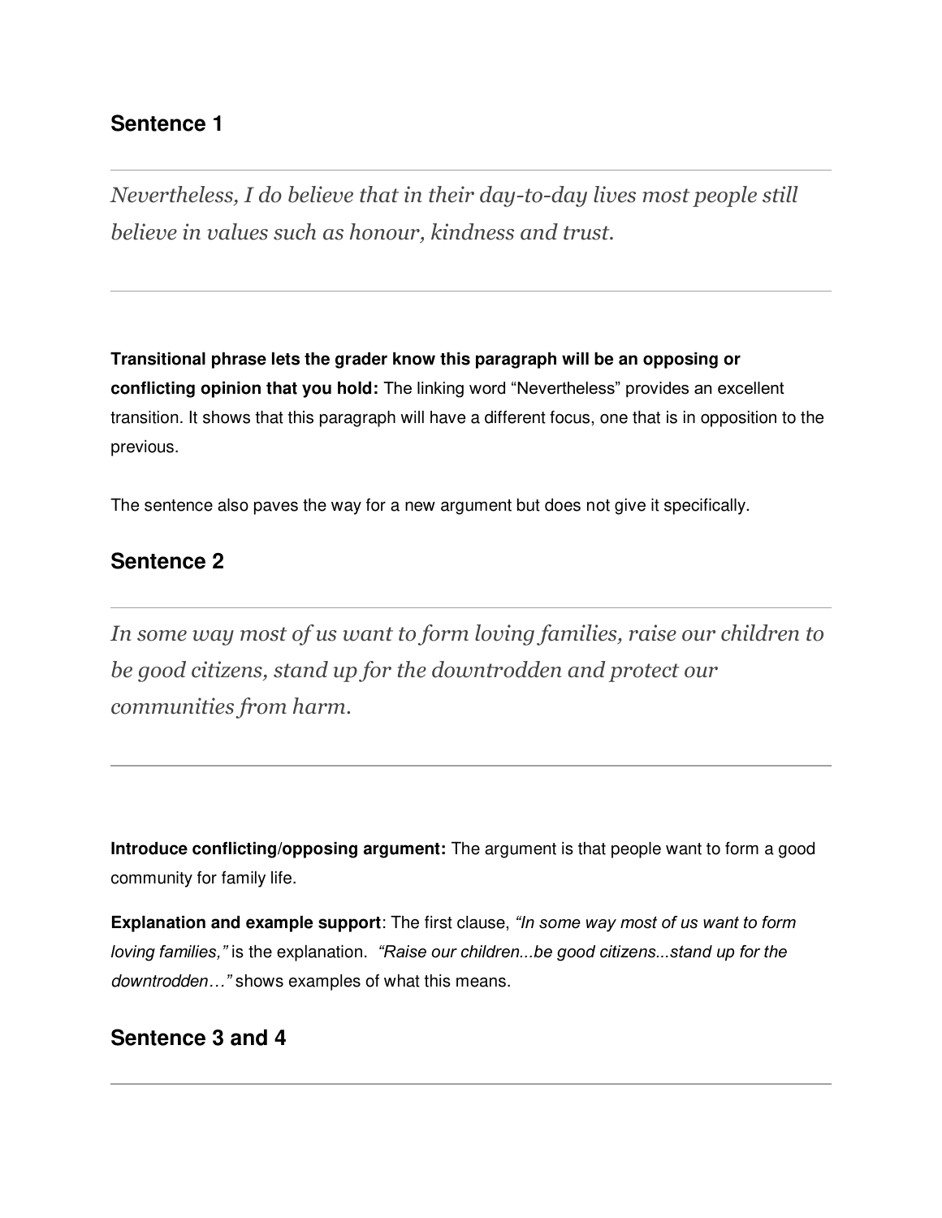## Sentence 1

---

*Nevertheless, I do believe that in their day-to-day lives most people still believe in values such as honour, kindness and trust.*

---

**Transitional phrase lets the grader know this paragraph will be an opposing or conflicting opinion that you hold:** The linking word "Nevertheless" provides an excellent transition. It shows that this paragraph will have a different focus, one that is in opposition to the previous.

The sentence also paves the way for a new argument but does not give it specifically.

## Sentence 2

---

*In some way most of us want to form loving families, raise our children to be good citizens, stand up for the downtrodden and protect our communities from harm.*

---

**Introduce conflicting/opposing argument:** The argument is that people want to form a good community for family life.

**Explanation and example support**: The first clause, *"In some way most of us want to form loving families,"* is the explanation. *"Raise our children...be good citizens...stand up for the downtrodden…"* shows examples of what this means.

## Sentence 3 and 4

---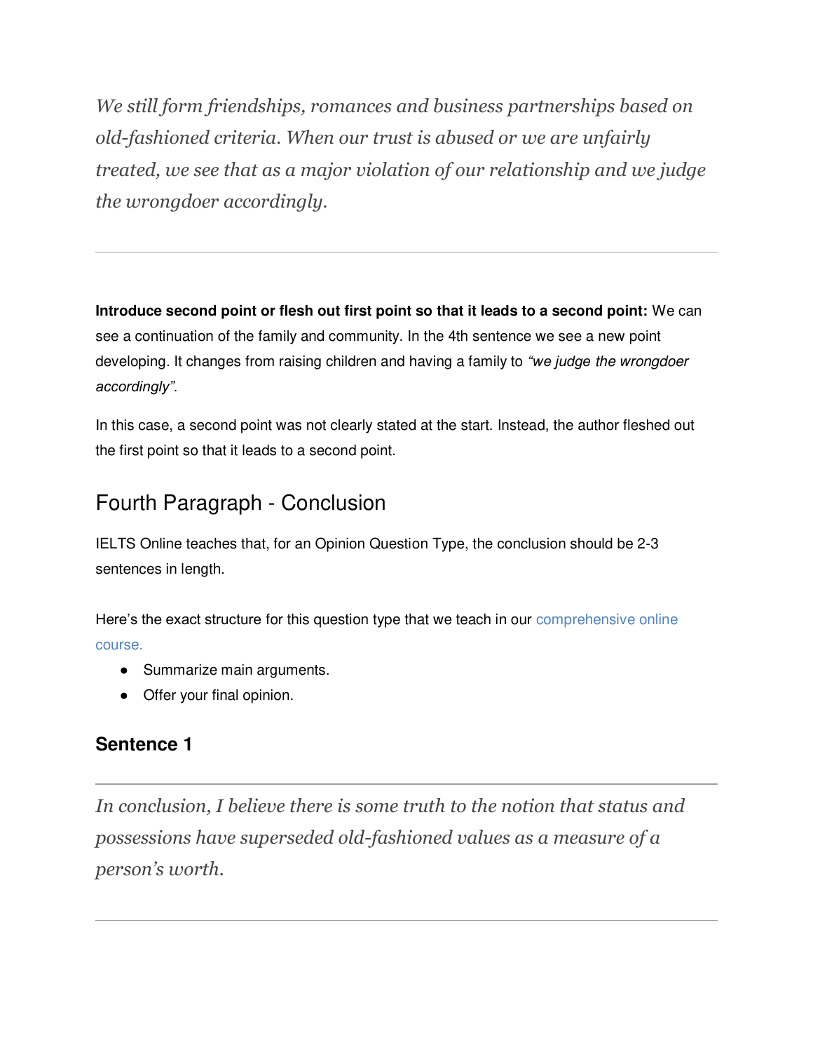*We still form friendships, romances and business partnerships based on old-fashioned criteria. When our trust is abused or we are unfairly treated, we see that as a major violation of our relationship and we judge the wrongdoer accordingly.*

---

**Introduce second point or flesh out first point so that it leads to a second point:** We can see a continuation of the family and community. In the 4th sentence we see a new point developing. It changes from raising children and having a family to *"we judge the wrongdoer accordingly".*

In this case, a second point was not clearly stated at the start. Instead, the author fleshed out the first point so that it leads to a second point.

## Fourth Paragraph - Conclusion

IELTS Online teaches that, for an Opinion Question Type, the conclusion should be 2-3 sentences in length.

Here's the exact structure for this question type that we teach in our comprehensive online course.

- Summarize main arguments.
- Offer your final opinion.

### Sentence 1

---

*In conclusion, I believe there is some truth to the notion that status and possessions have superseded old-fashioned values as a measure of a person's worth.*

---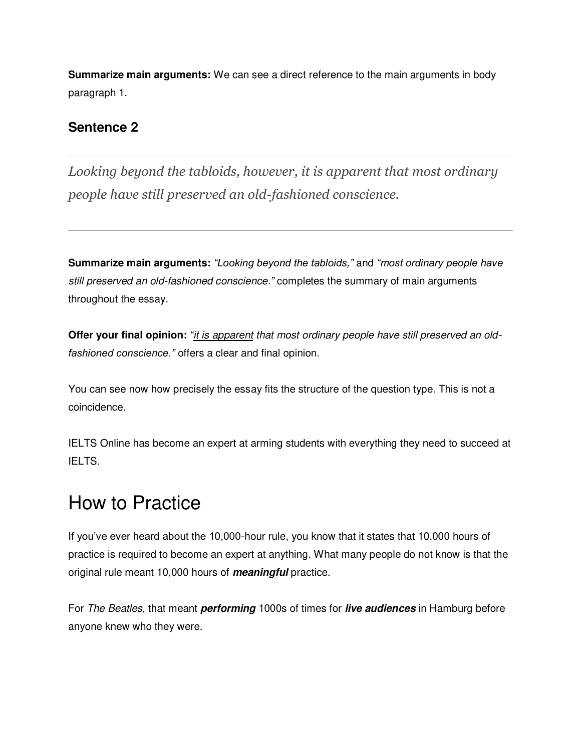**Summarize main arguments:** We can see a direct reference to the main arguments in body paragraph 1.

### Sentence 2

---

*Looking beyond the tabloids, however, it is apparent that most ordinary people have still preserved an old-fashioned conscience.*

---

**Summarize main arguments:** *"Looking beyond the tabloids,"* and *"most ordinary people have still preserved an old-fashioned conscience."* completes the summary of main arguments throughout the essay.

**Offer your final opinion:** *"<u>it is apparent</u> that most ordinary people have still preserved an old-fashioned conscience."* offers a clear and final opinion.

You can see now how precisely the essay fits the structure of the question type. This is not a coincidence.

IELTS Online has become an expert at arming students with everything they need to succeed at IELTS.

## How to Practice

If you've ever heard about the 10,000-hour rule, you know that it states that 10,000 hours of practice is required to become an expert at anything. What many people do not know is that the original rule meant 10,000 hours of ***meaningful*** practice.

For *The Beatles,* that meant ***performing*** 1000s of times for ***live audiences*** in Hamburg before anyone knew who they were.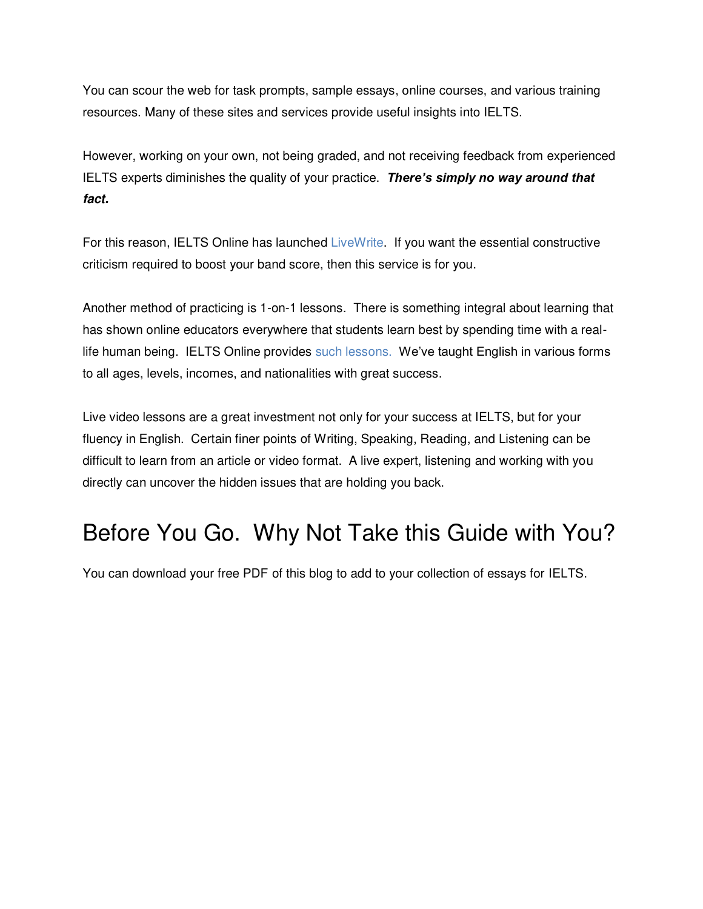You can scour the web for task prompts, sample essays, online courses, and various training resources. Many of these sites and services provide useful insights into IELTS.

However, working on your own, not being graded, and not receiving feedback from experienced IELTS experts diminishes the quality of your practice. ***There's simply no way around that fact.***

For this reason, IELTS Online has launched LiveWrite. If you want the essential constructive criticism required to boost your band score, then this service is for you.

Another method of practicing is 1-on-1 lessons. There is something integral about learning that has shown online educators everywhere that students learn best by spending time with a real-life human being. IELTS Online provides such lessons. We've taught English in various forms to all ages, levels, incomes, and nationalities with great success.

Live video lessons are a great investment not only for your success at IELTS, but for your fluency in English. Certain finer points of Writing, Speaking, Reading, and Listening can be difficult to learn from an article or video format. A live expert, listening and working with you directly can uncover the hidden issues that are holding you back.

## Before You Go. Why Not Take this Guide with You?

You can download your free PDF of this blog to add to your collection of essays for IELTS.